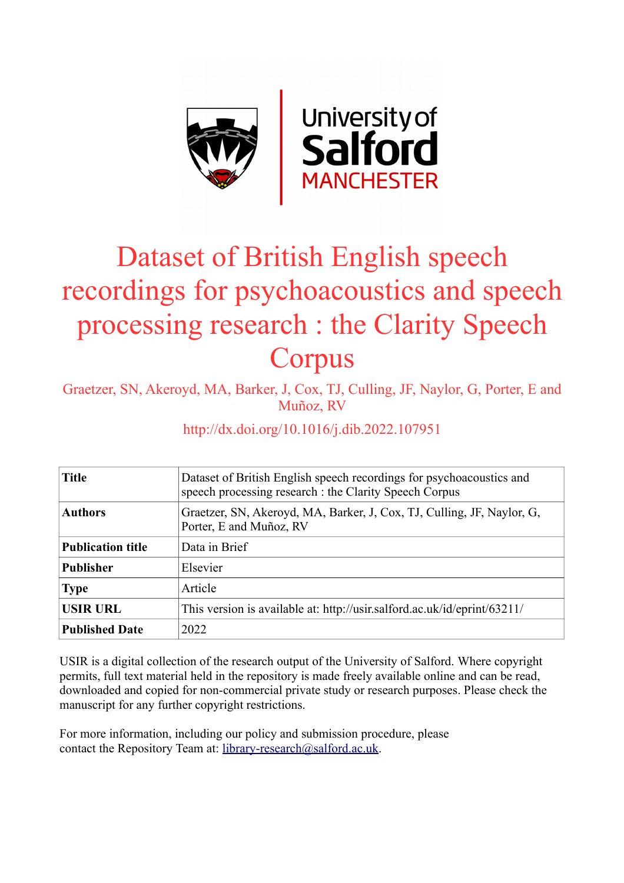# Dataset of British English speech recordings for psychoacoustics and speech processing research : the Clarity Speech Corpus

Graetzer, SN, Akeroyd, MA, Barker, J, Cox, TJ, Culling, JF, Naylor, G, Porter, E and Muñoz, RV

http://dx.doi.org/10.1016/j.dib.2022.107951

| **Title** | Dataset of British English speech recordings for psychoacoustics and speech processing research : the Clarity Speech Corpus |
|---|---|
| **Authors** | Graetzer, SN, Akeroyd, MA, Barker, J, Cox, TJ, Culling, JF, Naylor, G, Porter, E and Muñoz, RV |
| **Publication title** | Data in Brief |
| **Publisher** | Elsevier |
| **Type** | Article |
| **USIR URL** | This version is available at: http://usir.salford.ac.uk/id/eprint/63211/ |
| **Published Date** | 2022 |

USIR is a digital collection of the research output of the University of Salford. Where copyright permits, full text material held in the repository is made freely available online and can be read, downloaded and copied for non-commercial private study or research purposes. Please check the manuscript for any further copyright restrictions.

For more information, including our policy and submission procedure, please contact the Repository Team at: library-research@salford.ac.uk.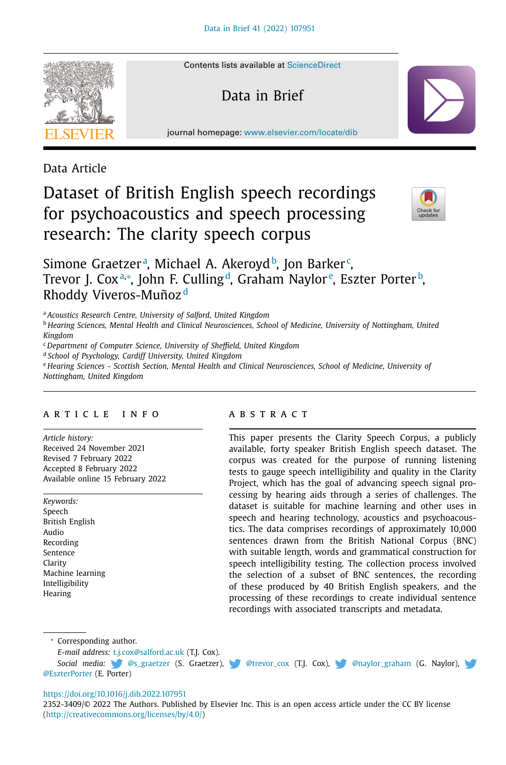Data Article

# Dataset of British English speech recordings for psychoacoustics and speech processing research: The clarity speech corpus

Simone Graetzer[a], Michael A. Akeroyd[b], Jon Barker[c], Trevor J. Cox[a,*], John F. Culling[d], Graham Naylor[e], Eszter Porter[b], Rhoddy Viveros-Muñoz[d]

[a] *Acoustics Research Centre, University of Salford, United Kingdom*
[b] *Hearing Sciences, Mental Health and Clinical Neurosciences, School of Medicine, University of Nottingham, United Kingdom*
[c] *Department of Computer Science, University of Sheffield, United Kingdom*
[d] *School of Psychology, Cardiff University, United Kingdom*
[e] *Hearing Sciences - Scottish Section, Mental Health and Clinical Neurosciences, School of Medicine, University of Nottingham, United Kingdom*

## ARTICLE INFO

*Article history:*
Received 24 November 2021
Revised 7 February 2022
Accepted 8 February 2022
Available online 15 February 2022

*Keywords:*
Speech
British English
Audio
Recording
Sentence
Clarity
Machine learning
Intelligibility
Hearing

## ABSTRACT

This paper presents the Clarity Speech Corpus, a publicly available, forty speaker British English speech dataset. The corpus was created for the purpose of running listening tests to gauge speech intelligibility and quality in the Clarity Project, which has the goal of advancing speech signal processing by hearing aids through a series of challenges. The dataset is suitable for machine learning and other uses in speech and hearing technology, acoustics and psychoacoustics. The data comprises recordings of approximately 10,000 sentences drawn from the British National Corpus (BNC) with suitable length, words and grammatical construction for speech intelligibility testing. The collection process involved the selection of a subset of BNC sentences, the recording of these produced by 40 British English speakers, and the processing of these recordings to create individual sentence recordings with associated transcripts and metadata.

* Corresponding author.
*E-mail address:* t.j.cox@salford.ac.uk (T.J. Cox).
*Social media:* @s_graetzer (S. Graetzer), @trevor_cox (T.J. Cox), @naylor_graham (G. Naylor), @EszterPorter (E. Porter)

https://doi.org/10.1016/j.dib.2022.107951
2352-3409/© 2022 The Authors. Published by Elsevier Inc. This is an open access article under the CC BY license (http://creativecommons.org/licenses/by/4.0/)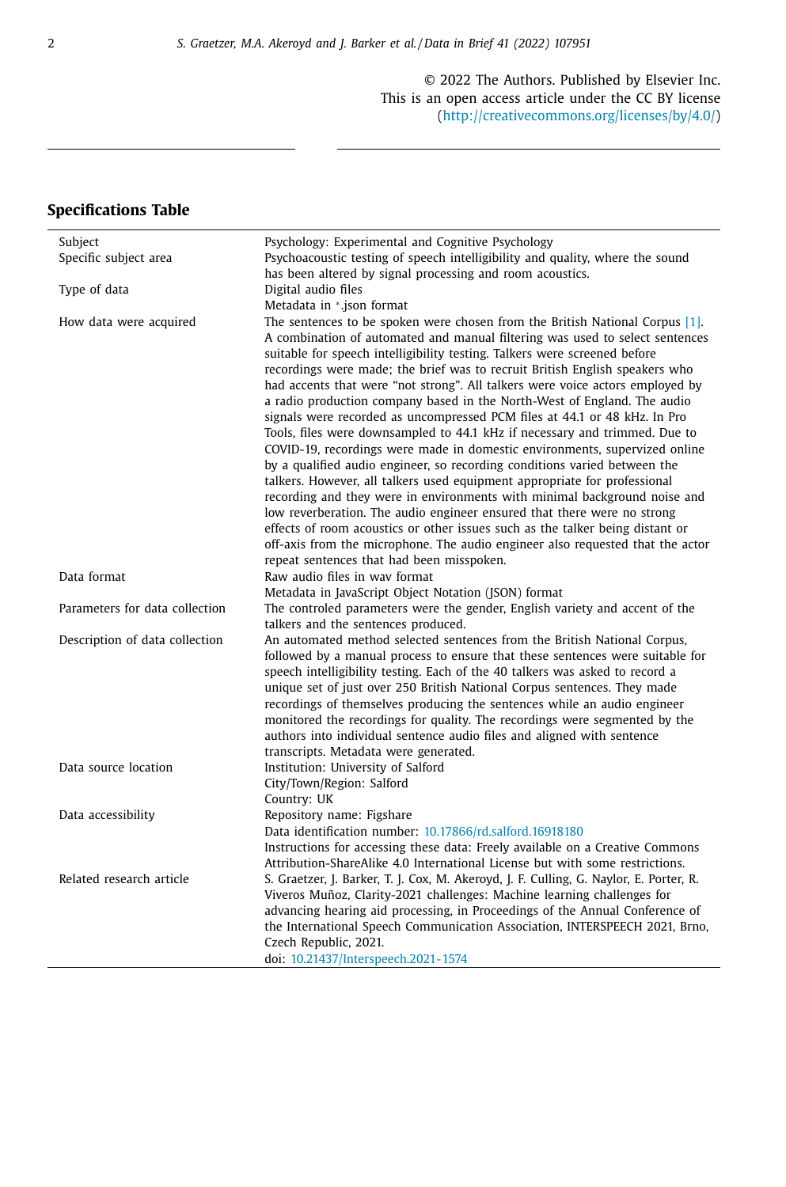© 2022 The Authors. Published by Elsevier Inc.
This is an open access article under the CC BY license (http://creativecommons.org/licenses/by/4.0/)

## Specifications Table

| | |
|---|---|
| Subject | Psychology: Experimental and Cognitive Psychology |
| Specific subject area | Psychoacoustic testing of speech intelligibility and quality, where the sound has been altered by signal processing and room acoustics. |
| Type of data | Digital audio files<br>Metadata in *.json format |
| How data were acquired | The sentences to be spoken were chosen from the British National Corpus [1]. A combination of automated and manual filtering was used to select sentences suitable for speech intelligibility testing. Talkers were screened before recordings were made; the brief was to recruit British English speakers who had accents that were "not strong". All talkers were voice actors employed by a radio production company based in the North-West of England. The audio signals were recorded as uncompressed PCM files at 44.1 or 48 kHz. In Pro Tools, files were downsampled to 44.1 kHz if necessary and trimmed. Due to COVID-19, recordings were made in domestic environments, supervized online by a qualified audio engineer, so recording conditions varied between the talkers. However, all talkers used equipment appropriate for professional recording and they were in environments with minimal background noise and low reverberation. The audio engineer ensured that there were no strong effects of room acoustics or other issues such as the talker being distant or off-axis from the microphone. The audio engineer also requested that the actor repeat sentences that had been misspoken. |
| Data format | Raw audio files in wav format<br>Metadata in JavaScript Object Notation (JSON) format |
| Parameters for data collection | The controled parameters were the gender, English variety and accent of the talkers and the sentences produced. |
| Description of data collection | An automated method selected sentences from the British National Corpus, followed by a manual process to ensure that these sentences were suitable for speech intelligibility testing. Each of the 40 talkers was asked to record a unique set of just over 250 British National Corpus sentences. They made recordings of themselves producing the sentences while an audio engineer monitored the recordings for quality. The recordings were segmented by the authors into individual sentence audio files and aligned with sentence transcripts. Metadata were generated. |
| Data source location | Institution: University of Salford<br>City/Town/Region: Salford<br>Country: UK |
| Data accessibility | Repository name: Figshare<br>Data identification number: 10.17866/rd.salford.16918180<br>Instructions for accessing these data: Freely available on a Creative Commons Attribution-ShareAlike 4.0 International License but with some restrictions. |
| Related research article | S. Graetzer, J. Barker, T. J. Cox, M. Akeroyd, J. F. Culling, G. Naylor, E. Porter, R. Viveros Muñoz, Clarity-2021 challenges: Machine learning challenges for advancing hearing aid processing, in Proceedings of the Annual Conference of the International Speech Communication Association, INTERSPEECH 2021, Brno, Czech Republic, 2021.<br>doi: 10.21437/Interspeech.2021-1574 |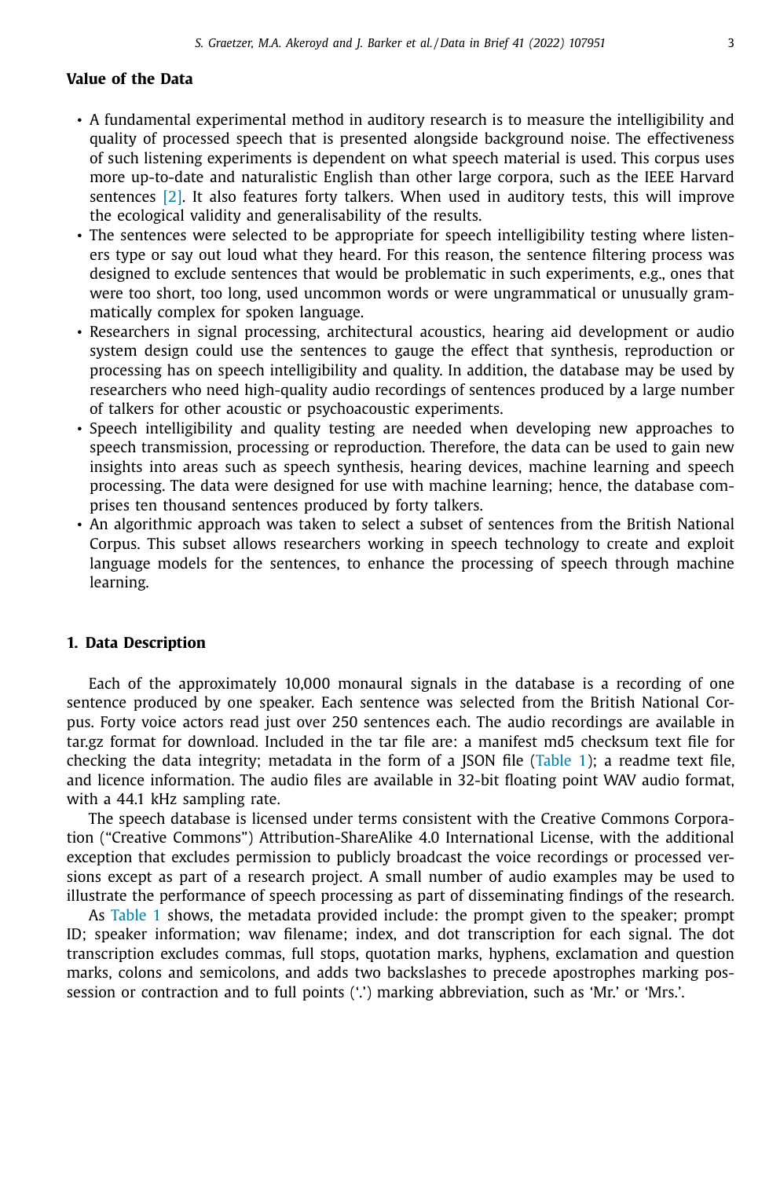## Value of the Data

- A fundamental experimental method in auditory research is to measure the intelligibility and quality of processed speech that is presented alongside background noise. The effectiveness of such listening experiments is dependent on what speech material is used. This corpus uses more up-to-date and naturalistic English than other large corpora, such as the IEEE Harvard sentences [2]. It also features forty talkers. When used in auditory tests, this will improve the ecological validity and generalisability of the results.
- The sentences were selected to be appropriate for speech intelligibility testing where listeners type or say out loud what they heard. For this reason, the sentence filtering process was designed to exclude sentences that would be problematic in such experiments, e.g., ones that were too short, too long, used uncommon words or were ungrammatical or unusually grammatically complex for spoken language.
- Researchers in signal processing, architectural acoustics, hearing aid development or audio system design could use the sentences to gauge the effect that synthesis, reproduction or processing has on speech intelligibility and quality. In addition, the database may be used by researchers who need high-quality audio recordings of sentences produced by a large number of talkers for other acoustic or psychoacoustic experiments.
- Speech intelligibility and quality testing are needed when developing new approaches to speech transmission, processing or reproduction. Therefore, the data can be used to gain new insights into areas such as speech synthesis, hearing devices, machine learning and speech processing. The data were designed for use with machine learning; hence, the database comprises ten thousand sentences produced by forty talkers.
- An algorithmic approach was taken to select a subset of sentences from the British National Corpus. This subset allows researchers working in speech technology to create and exploit language models for the sentences, to enhance the processing of speech through machine learning.

## 1. Data Description

Each of the approximately 10,000 monaural signals in the database is a recording of one sentence produced by one speaker. Each sentence was selected from the British National Corpus. Forty voice actors read just over 250 sentences each. The audio recordings are available in tar.gz format for download. Included in the tar file are: a manifest md5 checksum text file for checking the data integrity; metadata in the form of a JSON file (Table 1); a readme text file, and licence information. The audio files are available in 32-bit floating point WAV audio format, with a 44.1 kHz sampling rate.

The speech database is licensed under terms consistent with the Creative Commons Corporation ("Creative Commons") Attribution-ShareAlike 4.0 International License, with the additional exception that excludes permission to publicly broadcast the voice recordings or processed versions except as part of a research project. A small number of audio examples may be used to illustrate the performance of speech processing as part of disseminating findings of the research.

As Table 1 shows, the metadata provided include: the prompt given to the speaker; prompt ID; speaker information; wav filename; index, and dot transcription for each signal. The dot transcription excludes commas, full stops, quotation marks, hyphens, exclamation and question marks, colons and semicolons, and adds two backslashes to precede apostrophes marking possession or contraction and to full points ('.') marking abbreviation, such as 'Mr.' or 'Mrs.'.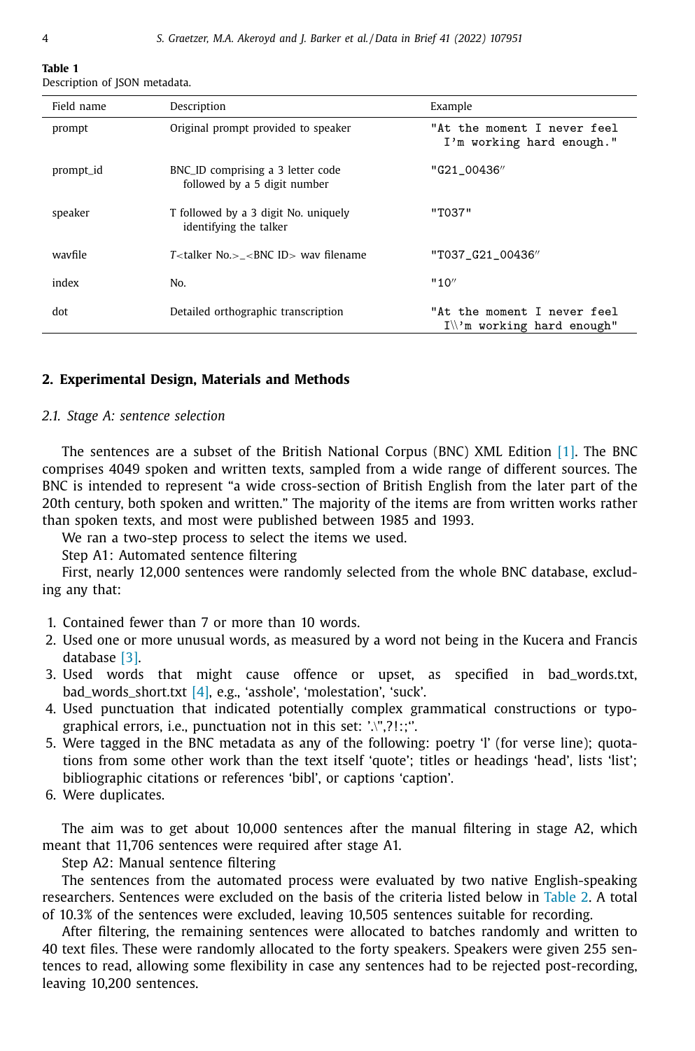**Table 1**
Description of JSON metadata.

| Field name | Description | Example |
|---|---|---|
| prompt | Original prompt provided to speaker | "At the moment I never feel I'm working hard enough." |
| prompt_id | BNC_ID comprising a 3 letter code followed by a 5 digit number | "G21_00436″ |
| speaker | T followed by a 3 digit No. uniquely identifying the talker | "T037" |
| wavfile | *T*<talker No.>_<BNC ID> wav filename | "T037_G21_00436″ |
| index | No. | "10″ |
| dot | Detailed orthographic transcription | "At the moment I never feel I\\'m working hard enough" |

## 2. Experimental Design, Materials and Methods

### 2.1. Stage A: sentence selection

The sentences are a subset of the British National Corpus (BNC) XML Edition [1]. The BNC comprises 4049 spoken and written texts, sampled from a wide range of different sources. The BNC is intended to represent "a wide cross-section of British English from the later part of the 20th century, both spoken and written." The majority of the items are from written works rather than spoken texts, and most were published between 1985 and 1993.

We ran a two-step process to select the items we used.

Step A1: Automated sentence filtering

First, nearly 12,000 sentences were randomly selected from the whole BNC database, excluding any that:

1. Contained fewer than 7 or more than 10 words.
2. Used one or more unusual words, as measured by a word not being in the Kucera and Francis database [3].
3. Used words that might cause offence or upset, as specified in bad_words.txt, bad_words_short.txt [4], e.g., 'asshole', 'molestation', 'suck'.
4. Used punctuation that indicated potentially complex grammatical constructions or typographical errors, i.e., punctuation not in this set: '.\",?!:;''.
5. Were tagged in the BNC metadata as any of the following: poetry 'l' (for verse line); quotations from some other work than the text itself 'quote'; titles or headings 'head', lists 'list'; bibliographic citations or references 'bibl', or captions 'caption'.
6. Were duplicates.

The aim was to get about 10,000 sentences after the manual filtering in stage A2, which meant that 11,706 sentences were required after stage A1.

Step A2: Manual sentence filtering

The sentences from the automated process were evaluated by two native English-speaking researchers. Sentences were excluded on the basis of the criteria listed below in Table 2. A total of 10.3% of the sentences were excluded, leaving 10,505 sentences suitable for recording.

After filtering, the remaining sentences were allocated to batches randomly and written to 40 text files. These were randomly allocated to the forty speakers. Speakers were given 255 sentences to read, allowing some flexibility in case any sentences had to be rejected post-recording, leaving 10,200 sentences.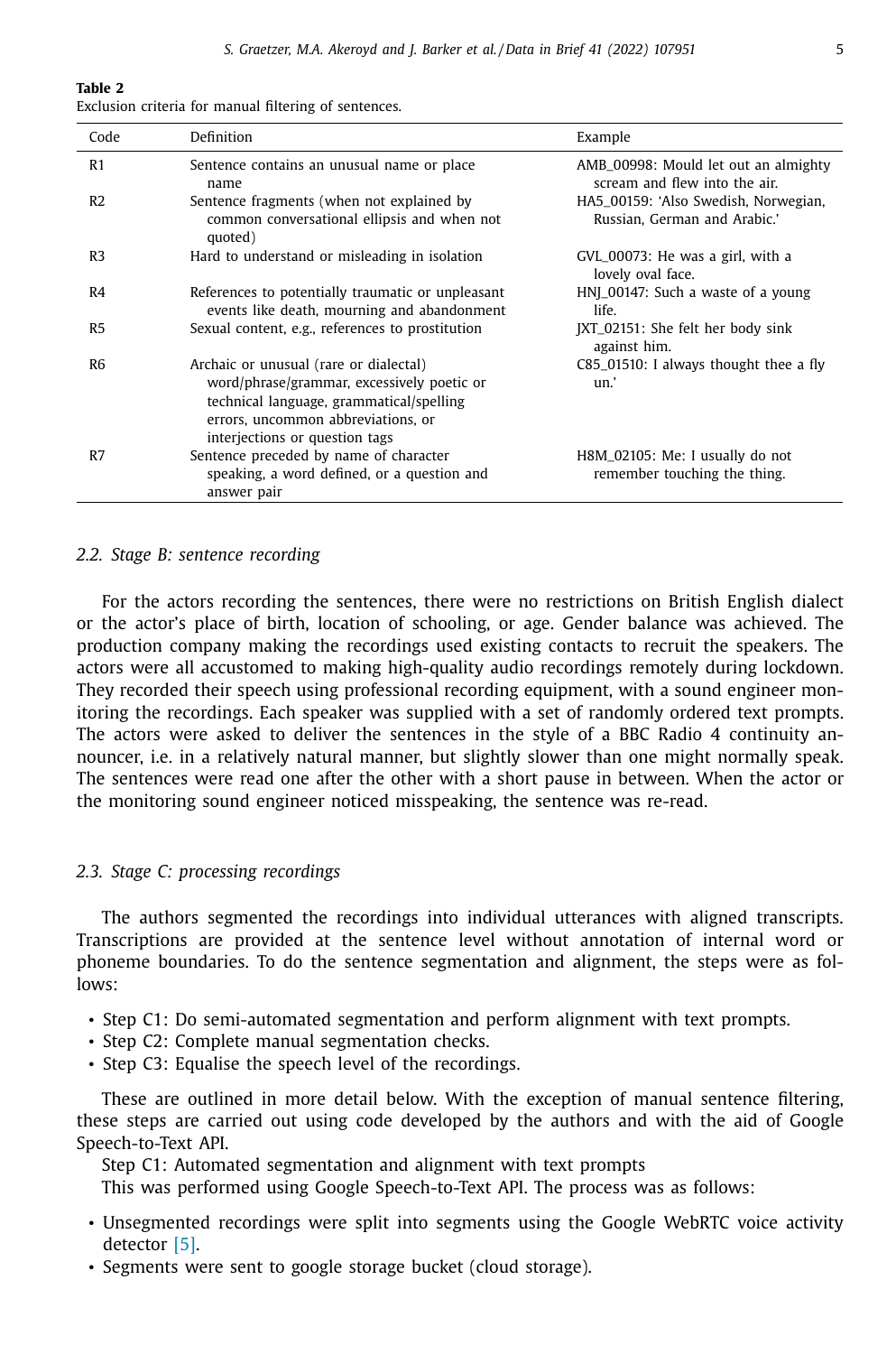**Table 2**
Exclusion criteria for manual filtering of sentences.

| Code | Definition | Example |
|---|---|---|
| R1 | Sentence contains an unusual name or place name | AMB_00998: Mould let out an almighty scream and flew into the air. |
| R2 | Sentence fragments (when not explained by common conversational ellipsis and when not quoted) | HA5_00159: 'Also Swedish, Norwegian, Russian, German and Arabic.' |
| R3 | Hard to understand or misleading in isolation | GVL_00073: He was a girl, with a lovely oval face. |
| R4 | References to potentially traumatic or unpleasant events like death, mourning and abandonment | HNJ_00147: Such a waste of a young life. |
| R5 | Sexual content, e.g., references to prostitution | JXT_02151: She felt her body sink against him. |
| R6 | Archaic or unusual (rare or dialectal) word/phrase/grammar, excessively poetic or technical language, grammatical/spelling errors, uncommon abbreviations, or interjections or question tags | C85_01510: I always thought thee a fly un.' |
| R7 | Sentence preceded by name of character speaking, a word defined, or a question and answer pair | H8M_02105: Me: I usually do not remember touching the thing. |

### 2.2. Stage B: sentence recording

For the actors recording the sentences, there were no restrictions on British English dialect or the actor's place of birth, location of schooling, or age. Gender balance was achieved. The production company making the recordings used existing contacts to recruit the speakers. The actors were all accustomed to making high-quality audio recordings remotely during lockdown. They recorded their speech using professional recording equipment, with a sound engineer monitoring the recordings. Each speaker was supplied with a set of randomly ordered text prompts. The actors were asked to deliver the sentences in the style of a BBC Radio 4 continuity announcer, i.e. in a relatively natural manner, but slightly slower than one might normally speak. The sentences were read one after the other with a short pause in between. When the actor or the monitoring sound engineer noticed misspeaking, the sentence was re-read.

### 2.3. Stage C: processing recordings

The authors segmented the recordings into individual utterances with aligned transcripts. Transcriptions are provided at the sentence level without annotation of internal word or phoneme boundaries. To do the sentence segmentation and alignment, the steps were as follows:

- Step C1: Do semi-automated segmentation and perform alignment with text prompts.
- Step C2: Complete manual segmentation checks.
- Step C3: Equalise the speech level of the recordings.

These are outlined in more detail below. With the exception of manual sentence filtering, these steps are carried out using code developed by the authors and with the aid of Google Speech-to-Text API.

Step C1: Automated segmentation and alignment with text prompts

This was performed using Google Speech-to-Text API. The process was as follows:

- Unsegmented recordings were split into segments using the Google WebRTC voice activity detector [5].
- Segments were sent to google storage bucket (cloud storage).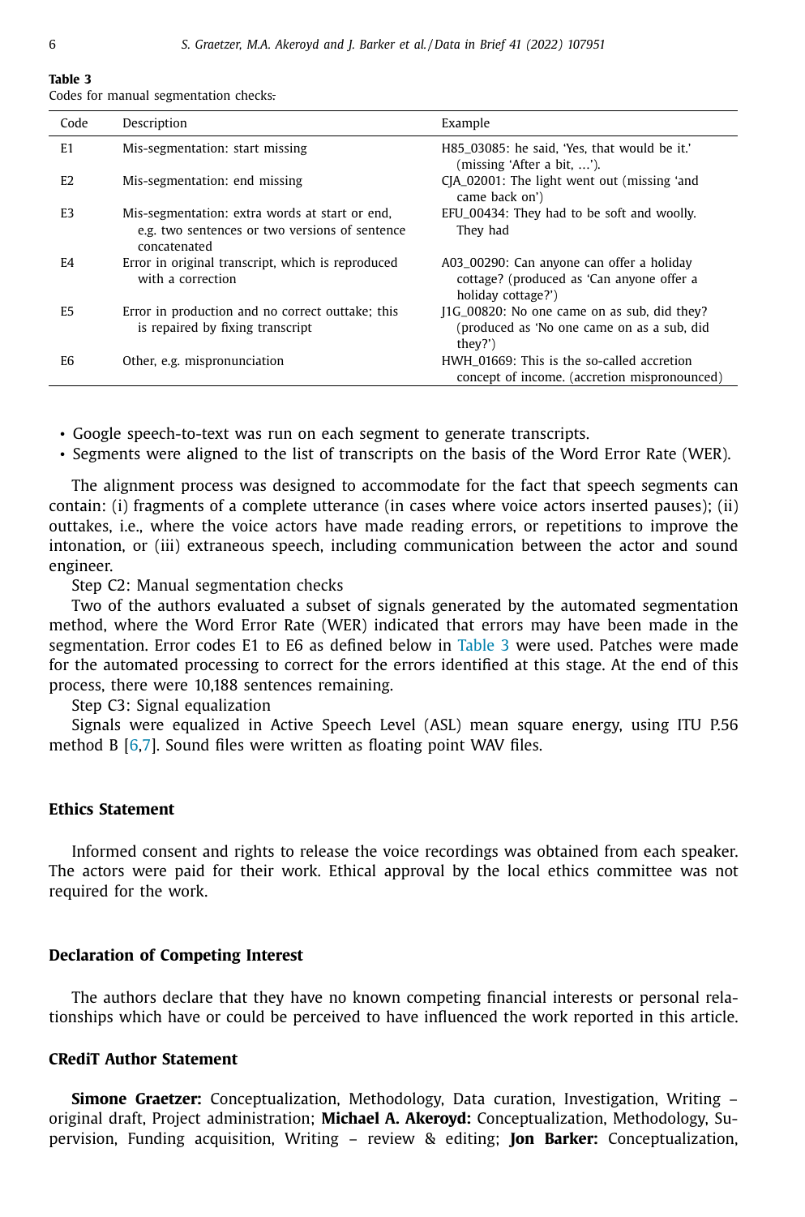**Table 3**
Codes for manual segmentation checks.

| Code | Description | Example |
|---|---|---|
| E1 | Mis-segmentation: start missing | H85_03085: he said, 'Yes, that would be it.' (missing 'After a bit, …'). |
| E2 | Mis-segmentation: end missing | CJA_02001: The light went out (missing 'and came back on') |
| E3 | Mis-segmentation: extra words at start or end, e.g. two sentences or two versions of sentence concatenated | EFU_00434: They had to be soft and woolly. They had |
| E4 | Error in original transcript, which is reproduced with a correction | A03_00290: Can anyone can offer a holiday cottage? (produced as 'Can anyone offer a holiday cottage?') |
| E5 | Error in production and no correct outtake; this is repaired by fixing transcript | J1G_00820: No one came on as sub, did they? (produced as 'No one came on as a sub, did they?') |
| E6 | Other, e.g. mispronunciation | HWH_01669: This is the so-called accretion concept of income. (accretion mispronounced) |

- Google speech-to-text was run on each segment to generate transcripts.
- Segments were aligned to the list of transcripts on the basis of the Word Error Rate (WER).

The alignment process was designed to accommodate for the fact that speech segments can contain: (i) fragments of a complete utterance (in cases where voice actors inserted pauses); (ii) outtakes, i.e., where the voice actors have made reading errors, or repetitions to improve the intonation, or (iii) extraneous speech, including communication between the actor and sound engineer.

Step C2: Manual segmentation checks

Two of the authors evaluated a subset of signals generated by the automated segmentation method, where the Word Error Rate (WER) indicated that errors may have been made in the segmentation. Error codes E1 to E6 as defined below in Table 3 were used. Patches were made for the automated processing to correct for the errors identified at this stage. At the end of this process, there were 10,188 sentences remaining.

Step C3: Signal equalization

Signals were equalized in Active Speech Level (ASL) mean square energy, using ITU P.56 method B [6,7]. Sound files were written as floating point WAV files.

## Ethics Statement

Informed consent and rights to release the voice recordings was obtained from each speaker. The actors were paid for their work. Ethical approval by the local ethics committee was not required for the work.

## Declaration of Competing Interest

The authors declare that they have no known competing financial interests or personal relationships which have or could be perceived to have influenced the work reported in this article.

## CRediT Author Statement

**Simone Graetzer:** Conceptualization, Methodology, Data curation, Investigation, Writing – original draft, Project administration; **Michael A. Akeroyd:** Conceptualization, Methodology, Supervision, Funding acquisition, Writing – review & editing; **Jon Barker:** Conceptualization,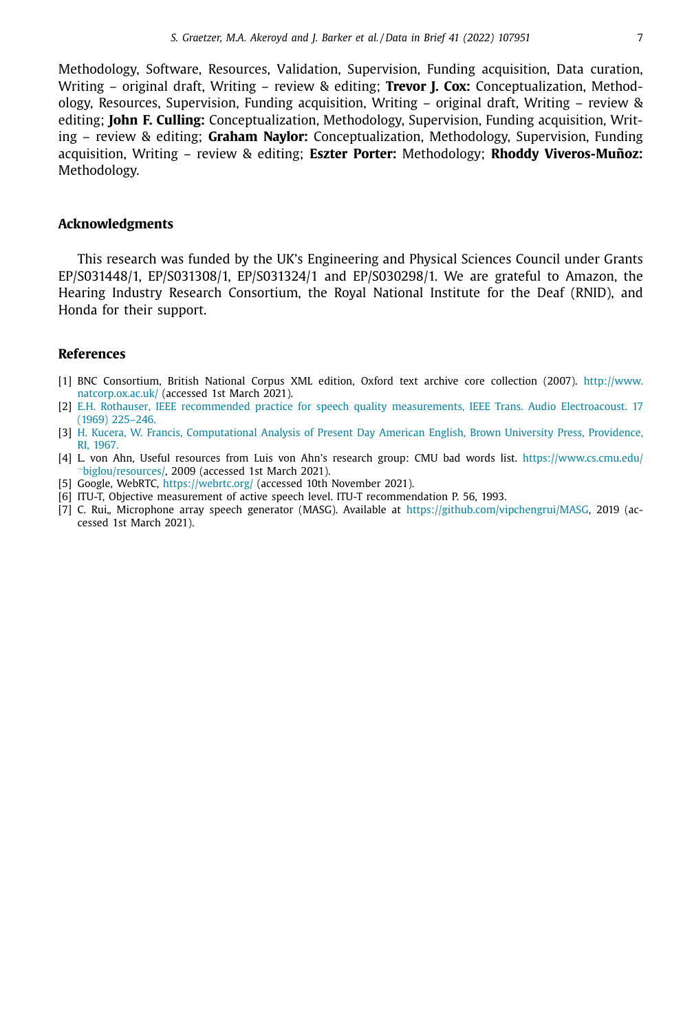Methodology, Software, Resources, Validation, Supervision, Funding acquisition, Data curation, Writing – original draft, Writing – review & editing; **Trevor J. Cox:** Conceptualization, Methodology, Resources, Supervision, Funding acquisition, Writing – original draft, Writing – review & editing; **John F. Culling:** Conceptualization, Methodology, Supervision, Funding acquisition, Writing – review & editing; **Graham Naylor:** Conceptualization, Methodology, Supervision, Funding acquisition, Writing – review & editing; **Eszter Porter:** Methodology; **Rhoddy Viveros-Muñoz:** Methodology.

## Acknowledgments

This research was funded by the UK's Engineering and Physical Sciences Council under Grants EP/S031448/1, EP/S031308/1, EP/S031324/1 and EP/S030298/1. We are grateful to Amazon, the Hearing Industry Research Consortium, the Royal National Institute for the Deaf (RNID), and Honda for their support.

## References

[1] BNC Consortium, British National Corpus XML edition, Oxford text archive core collection (2007). http://www.natcorp.ox.ac.uk/ (accessed 1st March 2021).

[2] E.H. Rothauser, IEEE recommended practice for speech quality measurements, IEEE Trans. Audio Electroacoust. 17 (1969) 225–246.

[3] H. Kucera, W. Francis, Computational Analysis of Present Day American English, Brown University Press, Providence, RI, 1967.

[4] L. von Ahn, Useful resources from Luis von Ahn's research group: CMU bad words list. https://www.cs.cmu.edu/~biglou/resources/, 2009 (accessed 1st March 2021).

[5] Google, WebRTC, https://webrtc.org/ (accessed 10th November 2021).

[6] ITU-T, Objective measurement of active speech level. ITU-T recommendation P. 56, 1993.

[7] C. Rui,, Microphone array speech generator (MASG). Available at https://github.com/vipchengrui/MASG, 2019 (accessed 1st March 2021).